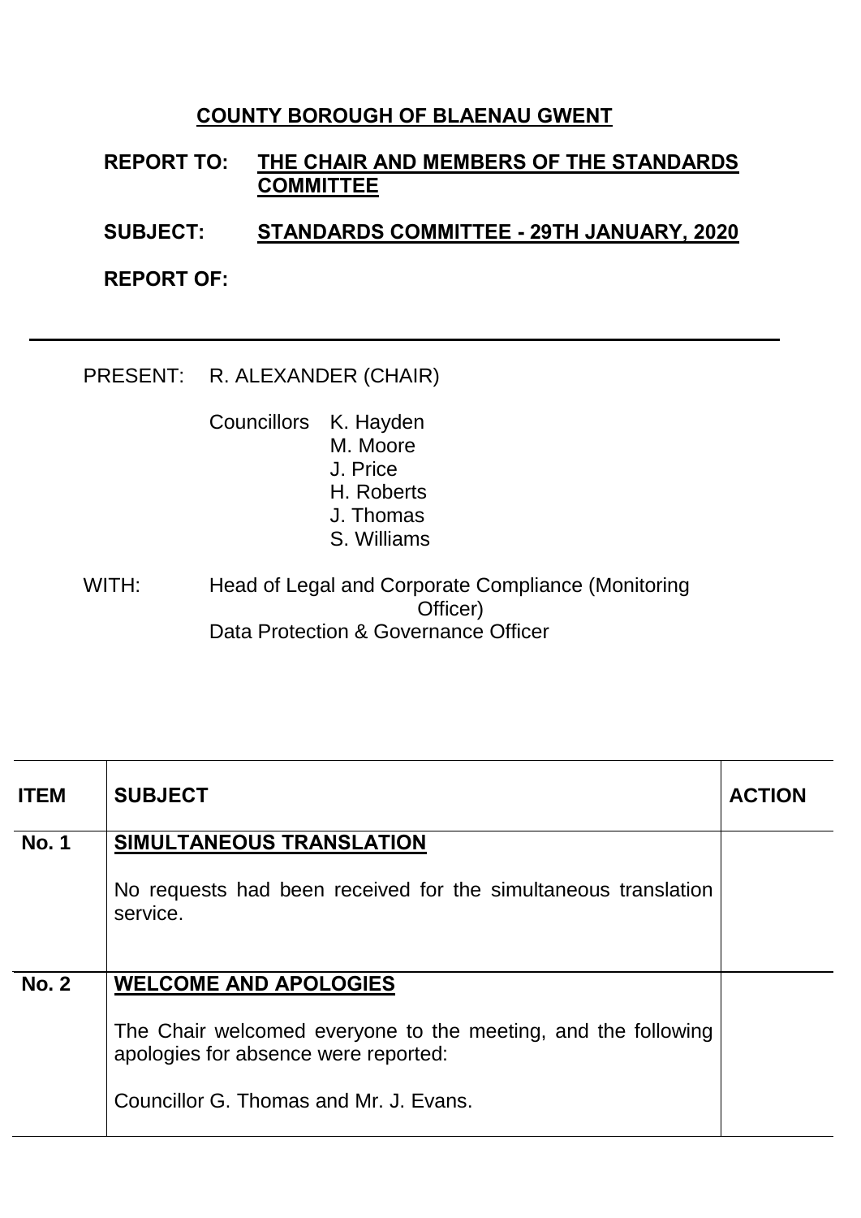# COUNTY BOROUGH OF BLAENAU GWENT

**REPORT TO:** **THE CHAIR AND MEMBERS OF THE STANDARDS COMMITTEE**

**SUBJECT:** **STANDARDS COMMITTEE - 29TH JANUARY, 2020**

**REPORT OF:**

---

PRESENT: R. ALEXANDER (CHAIR)

Councillors K. Hayden
M. Moore
J. Price
H. Roberts
J. Thomas
S. Williams

WITH: Head of Legal and Corporate Compliance (Monitoring Officer)
Data Protection & Governance Officer

| ITEM | SUBJECT | ACTION |
|---|---|---|
| No. 1 | **SIMULTANEOUS TRANSLATION**<br><br>No requests had been received for the simultaneous translation service. | |
| No. 2 | **WELCOME AND APOLOGIES**<br><br>The Chair welcomed everyone to the meeting, and the following apologies for absence were reported:<br><br>Councillor G. Thomas and Mr. J. Evans. | |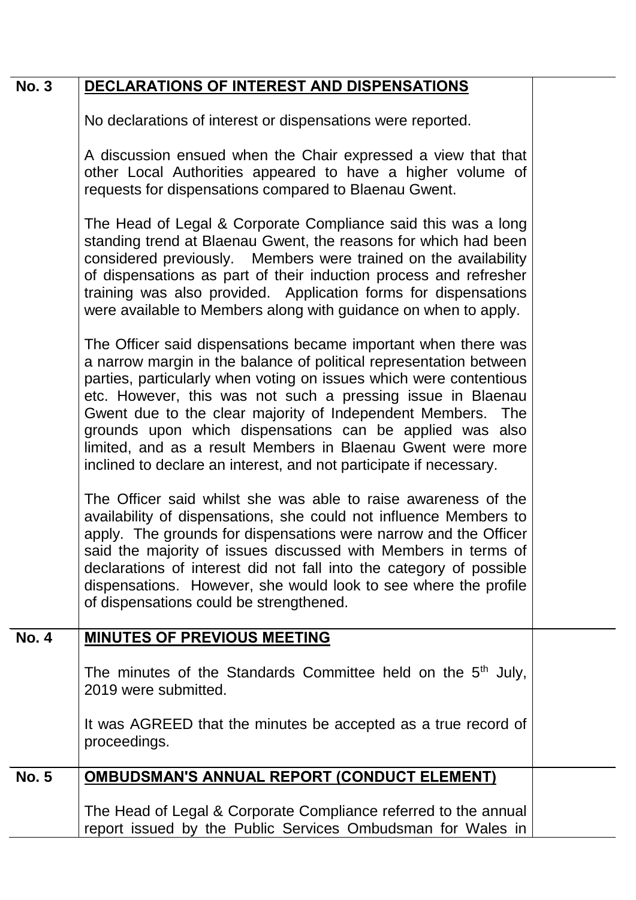| | | |
|---|---|---|
| **No. 3** | **DECLARATIONS OF INTEREST AND DISPENSATIONS**<br><br>No declarations of interest or dispensations were reported.<br><br>A discussion ensued when the Chair expressed a view that that other Local Authorities appeared to have a higher volume of requests for dispensations compared to Blaenau Gwent.<br><br>The Head of Legal & Corporate Compliance said this was a long standing trend at Blaenau Gwent, the reasons for which had been considered previously. Members were trained on the availability of dispensations as part of their induction process and refresher training was also provided. Application forms for dispensations were available to Members along with guidance on when to apply.<br><br>The Officer said dispensations became important when there was a narrow margin in the balance of political representation between parties, particularly when voting on issues which were contentious etc. However, this was not such a pressing issue in Blaenau Gwent due to the clear majority of Independent Members. The grounds upon which dispensations can be applied was also limited, and as a result Members in Blaenau Gwent were more inclined to declare an interest, and not participate if necessary.<br><br>The Officer said whilst she was able to raise awareness of the availability of dispensations, she could not influence Members to apply. The grounds for dispensations were narrow and the Officer said the majority of issues discussed with Members in terms of declarations of interest did not fall into the category of possible dispensations. However, she would look to see where the profile of dispensations could be strengthened. | |
| **No. 4** | **MINUTES OF PREVIOUS MEETING**<br><br>The minutes of the Standards Committee held on the 5th July, 2019 were submitted.<br><br>It was AGREED that the minutes be accepted as a true record of proceedings. | |
| **No. 5** | **OMBUDSMAN'S ANNUAL REPORT (CONDUCT ELEMENT)**<br><br>The Head of Legal & Corporate Compliance referred to the annual report issued by the Public Services Ombudsman for Wales in | |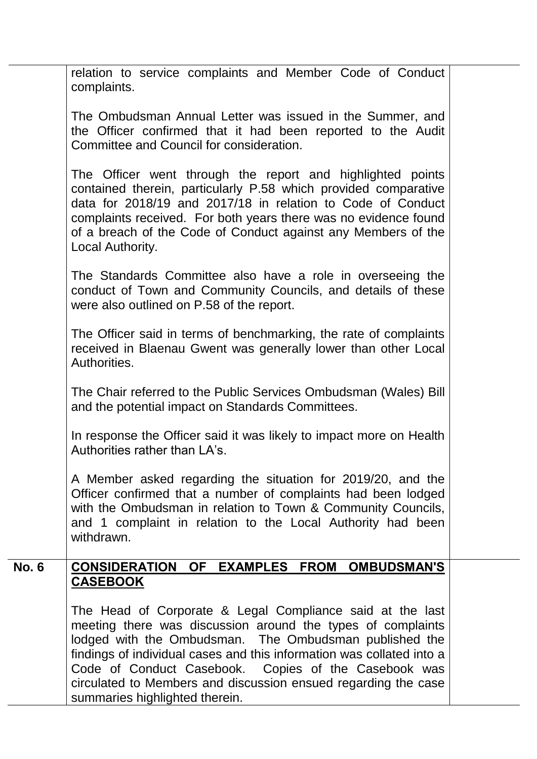| | | |
|---|---|---|
| | relation to service complaints and Member Code of Conduct complaints.<br><br>The Ombudsman Annual Letter was issued in the Summer, and the Officer confirmed that it had been reported to the Audit Committee and Council for consideration.<br><br>The Officer went through the report and highlighted points contained therein, particularly P.58 which provided comparative data for 2018/19 and 2017/18 in relation to Code of Conduct complaints received. For both years there was no evidence found of a breach of the Code of Conduct against any Members of the Local Authority.<br><br>The Standards Committee also have a role in overseeing the conduct of Town and Community Councils, and details of these were also outlined on P.58 of the report.<br><br>The Officer said in terms of benchmarking, the rate of complaints received in Blaenau Gwent was generally lower than other Local Authorities.<br><br>The Chair referred to the Public Services Ombudsman (Wales) Bill and the potential impact on Standards Committees.<br><br>In response the Officer said it was likely to impact more on Health Authorities rather than LA's.<br><br>A Member asked regarding the situation for 2019/20, and the Officer confirmed that a number of complaints had been lodged with the Ombudsman in relation to Town & Community Councils, and 1 complaint in relation to the Local Authority had been withdrawn. | |
| **No. 6** | **CONSIDERATION OF EXAMPLES FROM OMBUDSMAN'S CASEBOOK**<br><br>The Head of Corporate & Legal Compliance said at the last meeting there was discussion around the types of complaints lodged with the Ombudsman. The Ombudsman published the findings of individual cases and this information was collated into a Code of Conduct Casebook. Copies of the Casebook was circulated to Members and discussion ensued regarding the case summaries highlighted therein. | |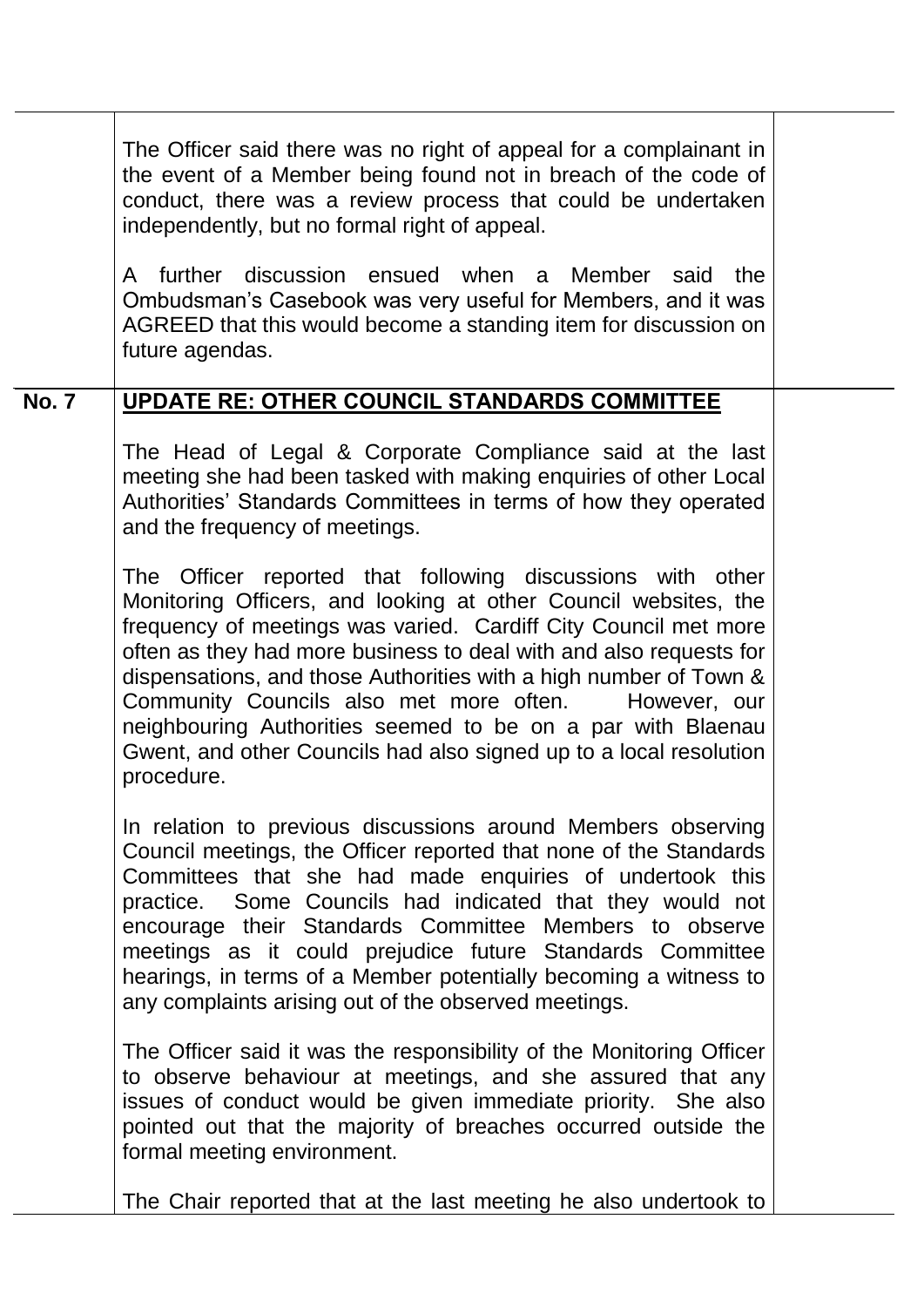The Officer said there was no right of appeal for a complainant in the event of a Member being found not in breach of the code of conduct, there was a review process that could be undertaken independently, but no formal right of appeal.

A further discussion ensued when a Member said the Ombudsman's Casebook was very useful for Members, and it was AGREED that this would become a standing item for discussion on future agendas.

**No. 7** **UPDATE RE: OTHER COUNCIL STANDARDS COMMITTEE**

The Head of Legal & Corporate Compliance said at the last meeting she had been tasked with making enquiries of other Local Authorities' Standards Committees in terms of how they operated and the frequency of meetings.

The Officer reported that following discussions with other Monitoring Officers, and looking at other Council websites, the frequency of meetings was varied. Cardiff City Council met more often as they had more business to deal with and also requests for dispensations, and those Authorities with a high number of Town & Community Councils also met more often. However, our neighbouring Authorities seemed to be on a par with Blaenau Gwent, and other Councils had also signed up to a local resolution procedure.

In relation to previous discussions around Members observing Council meetings, the Officer reported that none of the Standards Committees that she had made enquiries of undertook this practice. Some Councils had indicated that they would not encourage their Standards Committee Members to observe meetings as it could prejudice future Standards Committee hearings, in terms of a Member potentially becoming a witness to any complaints arising out of the observed meetings.

The Officer said it was the responsibility of the Monitoring Officer to observe behaviour at meetings, and she assured that any issues of conduct would be given immediate priority. She also pointed out that the majority of breaches occurred outside the formal meeting environment.

The Chair reported that at the last meeting he also undertook to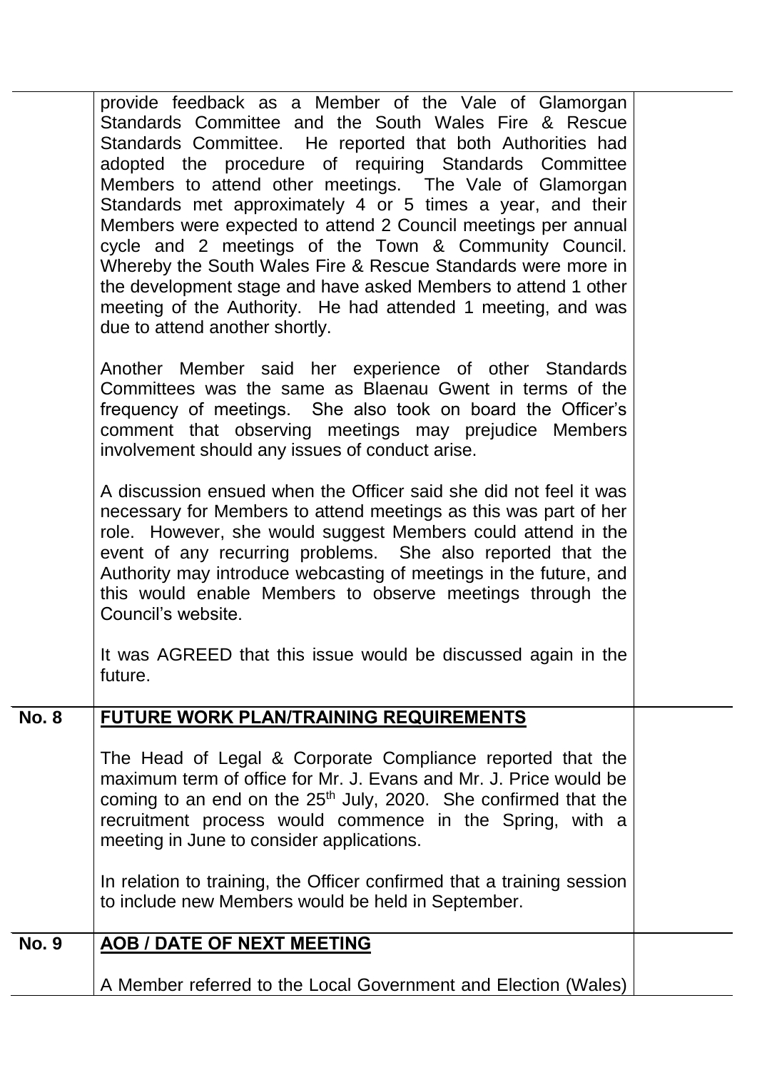| | | |
|---|---|---|
| | provide feedback as a Member of the Vale of Glamorgan Standards Committee and the South Wales Fire & Rescue Standards Committee. He reported that both Authorities had adopted the procedure of requiring Standards Committee Members to attend other meetings. The Vale of Glamorgan Standards met approximately 4 or 5 times a year, and their Members were expected to attend 2 Council meetings per annual cycle and 2 meetings of the Town & Community Council. Whereby the South Wales Fire & Rescue Standards were more in the development stage and have asked Members to attend 1 other meeting of the Authority. He had attended 1 meeting, and was due to attend another shortly.<br><br>Another Member said her experience of other Standards Committees was the same as Blaenau Gwent in terms of the frequency of meetings. She also took on board the Officer's comment that observing meetings may prejudice Members involvement should any issues of conduct arise.<br><br>A discussion ensued when the Officer said she did not feel it was necessary for Members to attend meetings as this was part of her role. However, she would suggest Members could attend in the event of any recurring problems. She also reported that the Authority may introduce webcasting of meetings in the future, and this would enable Members to observe meetings through the Council's website.<br><br>It was AGREED that this issue would be discussed again in the future. | |
| **No. 8** | **FUTURE WORK PLAN/TRAINING REQUIREMENTS**<br><br>The Head of Legal & Corporate Compliance reported that the maximum term of office for Mr. J. Evans and Mr. J. Price would be coming to an end on the 25th July, 2020. She confirmed that the recruitment process would commence in the Spring, with a meeting in June to consider applications.<br><br>In relation to training, the Officer confirmed that a training session to include new Members would be held in September. | |
| **No. 9** | **AOB / DATE OF NEXT MEETING**<br><br>A Member referred to the Local Government and Election (Wales) | |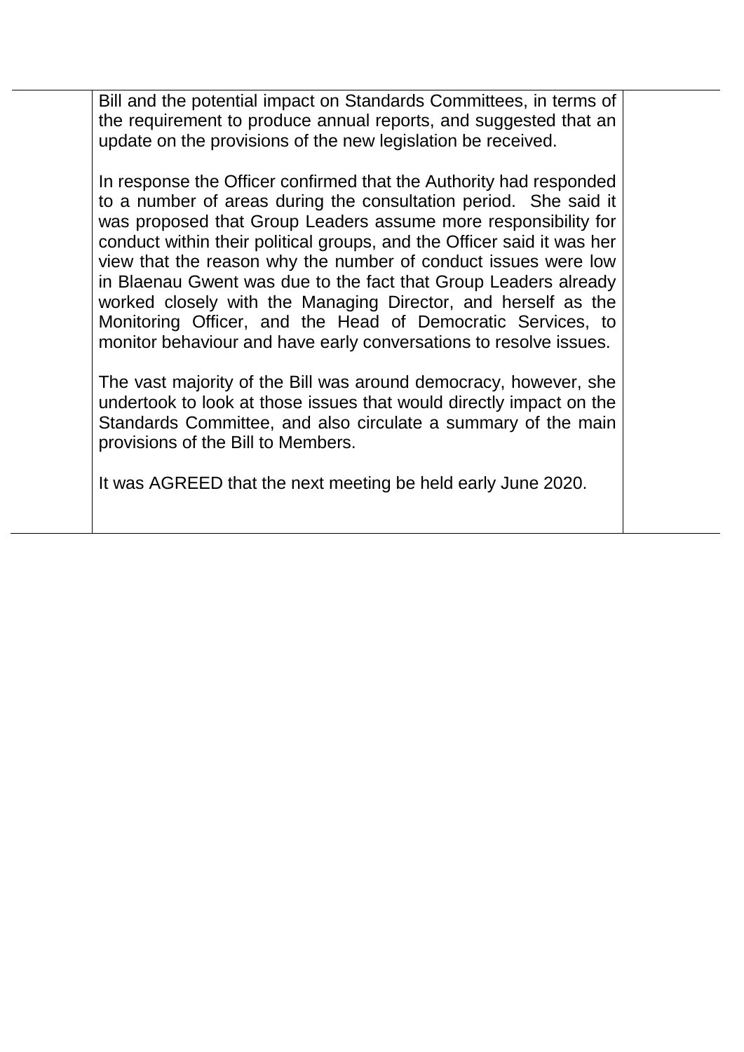| | | |
|---|---|---|
| | Bill and the potential impact on Standards Committees, in terms of the requirement to produce annual reports, and suggested that an update on the provisions of the new legislation be received.<br><br>In response the Officer confirmed that the Authority had responded to a number of areas during the consultation period. She said it was proposed that Group Leaders assume more responsibility for conduct within their political groups, and the Officer said it was her view that the reason why the number of conduct issues were low in Blaenau Gwent was due to the fact that Group Leaders already worked closely with the Managing Director, and herself as the Monitoring Officer, and the Head of Democratic Services, to monitor behaviour and have early conversations to resolve issues.<br><br>The vast majority of the Bill was around democracy, however, she undertook to look at those issues that would directly impact on the Standards Committee, and also circulate a summary of the main provisions of the Bill to Members.<br><br>It was AGREED that the next meeting be held early June 2020. | |